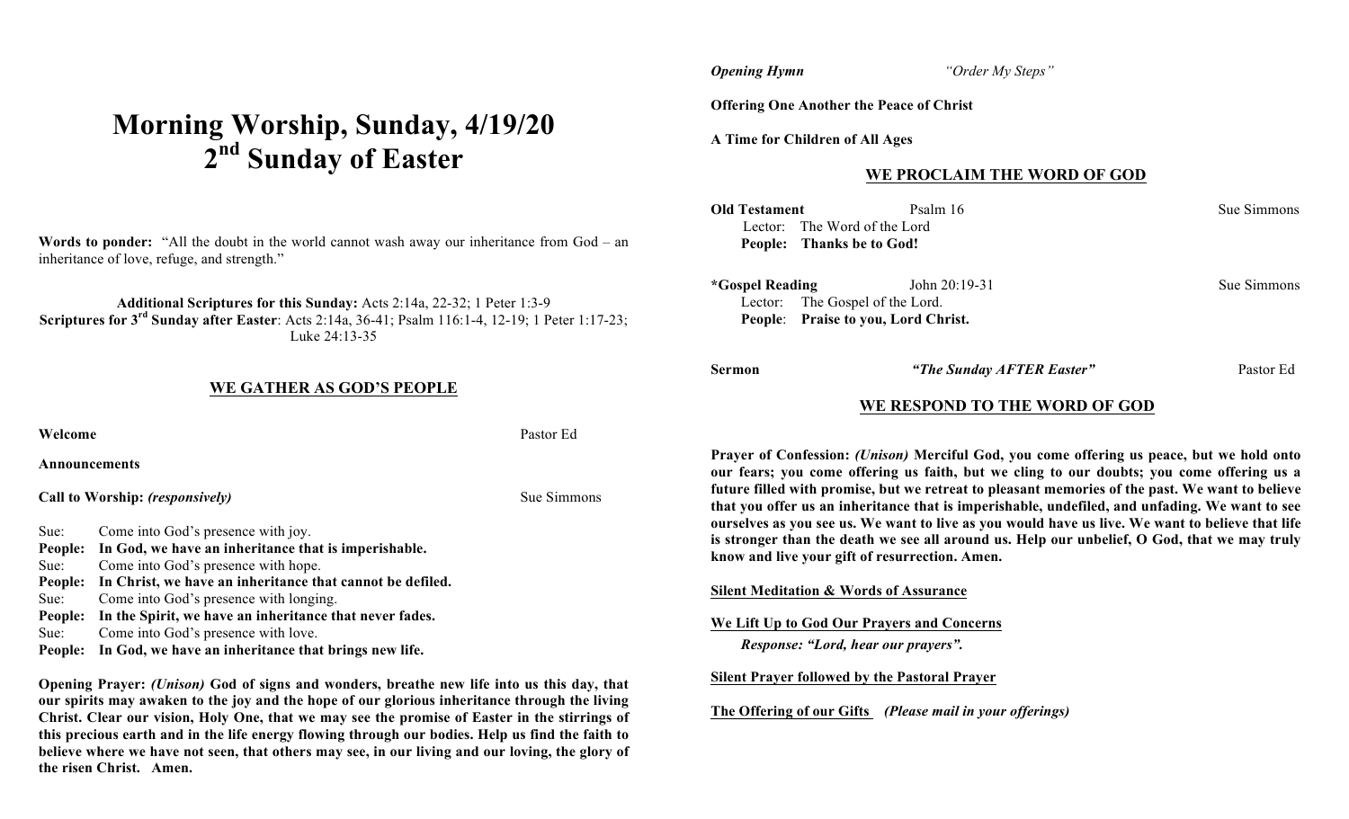# Morning Worship, Sunday, 4/19/20
# 2nd Sunday of Easter

**Words to ponder:** "All the doubt in the world cannot wash away our inheritance from God – an inheritance of love, refuge, and strength."

**Additional Scriptures for this Sunday:** Acts 2:14a, 22-32; 1 Peter 1:3-9
**Scriptures for 3rd Sunday after Easter**: Acts 2:14a, 36-41; Psalm 116:1-4, 12-19; 1 Peter 1:17-23; Luke 24:13-35

## WE GATHER AS GOD'S PEOPLE

**Welcome** Pastor Ed

**Announcements**

**Call to Worship:** ***(responsively)*** Sue Simmons

Sue: Come into God's presence with joy.
**People: In God, we have an inheritance that is imperishable.**
Sue: Come into God's presence with hope.
**People: In Christ, we have an inheritance that cannot be defiled.**
Sue: Come into God's presence with longing.
**People: In the Spirit, we have an inheritance that never fades.**
Sue: Come into God's presence with love.
**People: In God, we have an inheritance that brings new life.**

**Opening Prayer:** ***(Unison)*** **God of signs and wonders, breathe new life into us this day, that our spirits may awaken to the joy and the hope of our glorious inheritance through the living Christ. Clear our vision, Holy One, that we may see the promise of Easter in the stirrings of this precious earth and in the life energy flowing through our bodies. Help us find the faith to believe where we have not seen, that others may see, in our living and our loving, the glory of the risen Christ. Amen.**

***Opening Hymn*** *"Order My Steps"*

**Offering One Another the Peace of Christ**

**A Time for Children of All Ages**

## WE PROCLAIM THE WORD OF GOD

**Old Testament** Psalm 16 Sue Simmons
Lector: The Word of the Lord
**People: Thanks be to God!**

**\*Gospel Reading** John 20:19-31 Sue Simmons
Lector: The Gospel of the Lord.
**People**: **Praise to you, Lord Christ.**

**Sermon** ***"The Sunday AFTER Easter"*** Pastor Ed

## WE RESPOND TO THE WORD OF GOD

**Prayer of Confession:** ***(Unison)*** **Merciful God, you come offering us peace, but we hold onto our fears; you come offering us faith, but we cling to our doubts; you come offering us a future filled with promise, but we retreat to pleasant memories of the past. We want to believe that you offer us an inheritance that is imperishable, undefiled, and unfading. We want to see ourselves as you see us. We want to live as you would have us live. We want to believe that life is stronger than the death we see all around us. Help our unbelief, O God, that we may truly know and live your gift of resurrection. Amen.**

**Silent Meditation & Words of Assurance**

**We Lift Up to God Our Prayers and Concerns**
***Response: "Lord, hear our prayers".***

**Silent Prayer followed by the Pastoral Prayer**

**The Offering of our Gifts** ***(Please mail in your offerings)***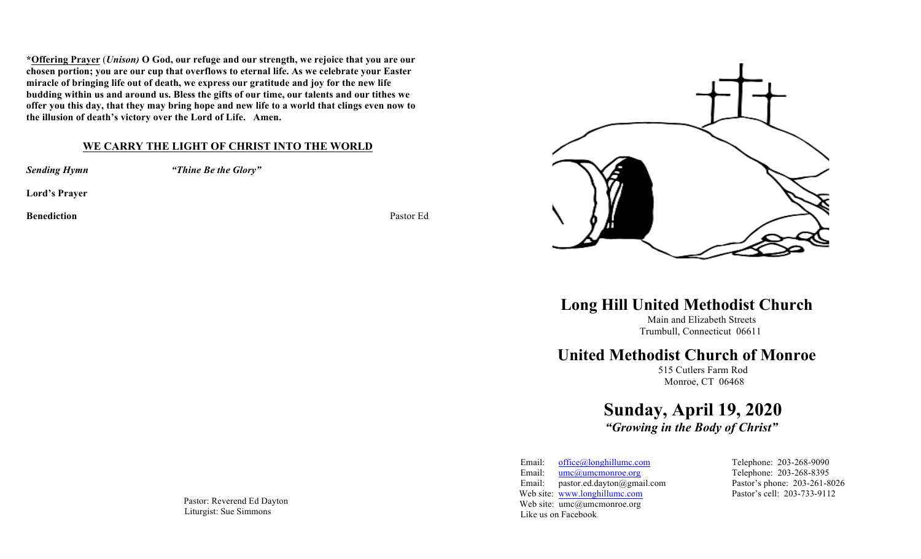***Offering Prayer** (*Unison)* **O God, our refuge and our strength, we rejoice that you are our chosen portion; you are our cup that overflows to eternal life. As we celebrate your Easter miracle of bringing life out of death, we express our gratitude and joy for the new life budding within us and around us. Bless the gifts of our time, our talents and our tithes we offer you this day, that they may bring hope and new life to a world that clings even now to the illusion of death's victory over the Lord of Life. Amen.**

**WE CARRY THE LIGHT OF CHRIST INTO THE WORLD**

***Sending Hymn*** ***"Thine Be the Glory"***

**Lord's Prayer**

**Benediction** Pastor Ed

Pastor: Reverend Ed Dayton
Liturgist: Sue Simmons

# Long Hill United Methodist Church

Main and Elizabeth Streets
Trumbull, Connecticut 06611

# United Methodist Church of Monroe

515 Cutlers Farm Rod
Monroe, CT 06468

# Sunday, April 19, 2020

***"Growing in the Body of Christ"***

Email: office@longhillumc.com
Email: umc@umcmonroe.org
Email: pastor.ed.dayton@gmail.com
Web site: www.longhillumc.com
Web site: umc@umcmonroe.org
Like us on Facebook

Telephone: 203-268-9090
Telephone: 203-268-8395
Pastor's phone: 203-261-8026
Pastor's cell: 203-733-9112